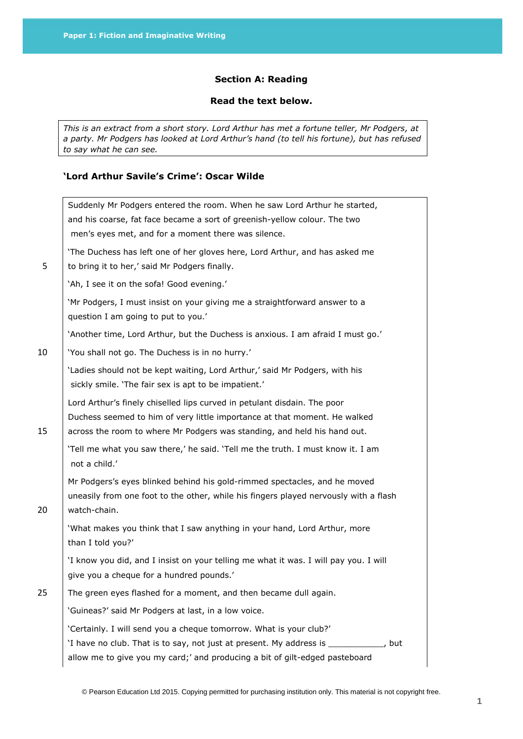## Section A: Reading

**Read the text below.**

*This is an extract from a short story. Lord Arthur has met a fortune teller, Mr Podgers, at a party. Mr Podgers has looked at Lord Arthur's hand (to tell his fortune), but has refused to say what he can see.*

### 'Lord Arthur Savile's Crime': Oscar Wilde

Suddenly Mr Podgers entered the room. When he saw Lord Arthur he started, and his coarse, fat face became a sort of greenish-yellow colour. The two men's eyes met, and for a moment there was silence.

'The Duchess has left one of her gloves here, Lord Arthur, and has asked me to bring it to her,' said Mr Podgers finally. (5)

'Ah, I see it on the sofa! Good evening.'

'Mr Podgers, I must insist on your giving me a straightforward answer to a question I am going to put to you.'

'Another time, Lord Arthur, but the Duchess is anxious. I am afraid I must go.'

'You shall not go. The Duchess is in no hurry.' (10)

'Ladies should not be kept waiting, Lord Arthur,' said Mr Podgers, with his sickly smile. 'The fair sex is apt to be impatient.'

Lord Arthur's finely chiselled lips curved in petulant disdain. The poor Duchess seemed to him of very little importance at that moment. He walked across the room to where Mr Podgers was standing, and held his hand out. (15)

'Tell me what you saw there,' he said. 'Tell me the truth. I must know it. I am not a child.'

Mr Podgers's eyes blinked behind his gold-rimmed spectacles, and he moved uneasily from one foot to the other, while his fingers played nervously with a flash watch-chain. (20)

'What makes you think that I saw anything in your hand, Lord Arthur, more than I told you?'

'I know you did, and I insist on your telling me what it was. I will pay you. I will give you a cheque for a hundred pounds.'

The green eyes flashed for a moment, and then became dull again. (25)

'Guineas?' said Mr Podgers at last, in a low voice.

'Certainly. I will send you a cheque tomorrow. What is your club?'

'I have no club. That is to say, not just at present. My address is ___________, but allow me to give you my card;' and producing a bit of gilt-edged pasteboard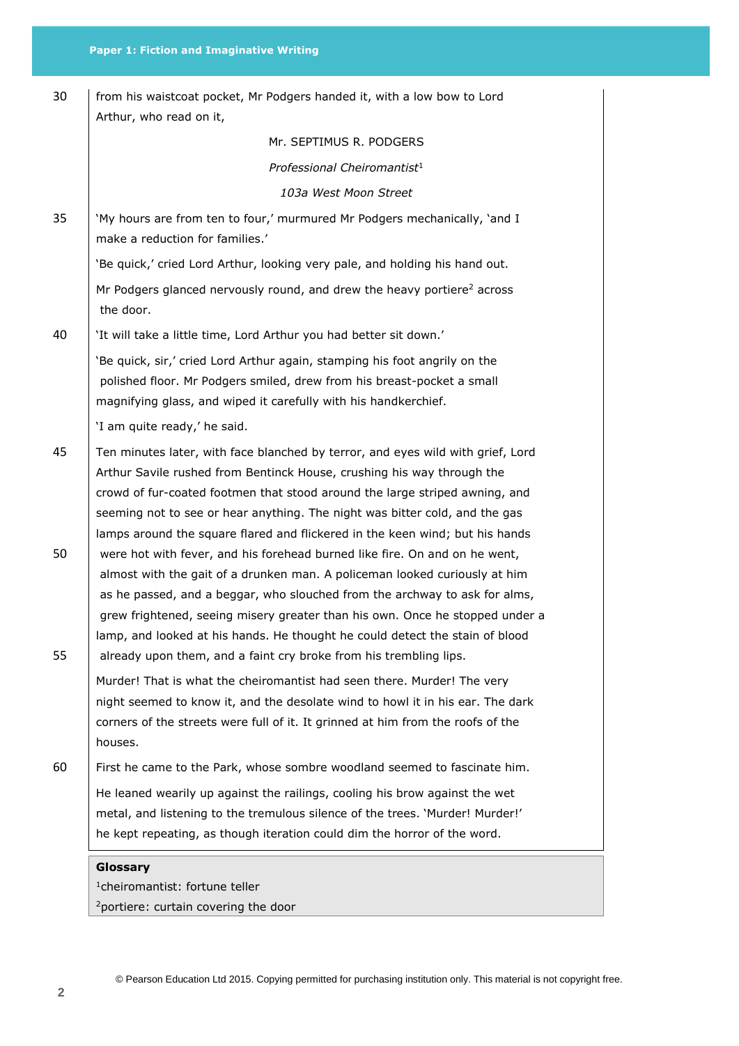from his waistcoat pocket, Mr Podgers handed it, with a low bow to Lord Arthur, who read on it,

Mr. SEPTIMUS R. PODGERS

*Professional Cheiromantist*[1]

*103a West Moon Street*

'My hours are from ten to four,' murmured Mr Podgers mechanically, 'and I make a reduction for families.'

'Be quick,' cried Lord Arthur, looking very pale, and holding his hand out.

Mr Podgers glanced nervously round, and drew the heavy portiere[2] across the door.

'It will take a little time, Lord Arthur you had better sit down.'

'Be quick, sir,' cried Lord Arthur again, stamping his foot angrily on the polished floor. Mr Podgers smiled, drew from his breast-pocket a small magnifying glass, and wiped it carefully with his handkerchief.

'I am quite ready,' he said.

Ten minutes later, with face blanched by terror, and eyes wild with grief, Lord Arthur Savile rushed from Bentinck House, crushing his way through the crowd of fur-coated footmen that stood around the large striped awning, and seeming not to see or hear anything. The night was bitter cold, and the gas lamps around the square flared and flickered in the keen wind; but his hands were hot with fever, and his forehead burned like fire. On and on he went, almost with the gait of a drunken man. A policeman looked curiously at him as he passed, and a beggar, who slouched from the archway to ask for alms, grew frightened, seeing misery greater than his own. Once he stopped under a lamp, and looked at his hands. He thought he could detect the stain of blood already upon them, and a faint cry broke from his trembling lips.

Murder! That is what the cheiromantist had seen there. Murder! The very night seemed to know it, and the desolate wind to howl it in his ear. The dark corners of the streets were full of it. It grinned at him from the roofs of the houses.

First he came to the Park, whose sombre woodland seemed to fascinate him.

He leaned wearily up against the railings, cooling his brow against the wet metal, and listening to the tremulous silence of the trees. 'Murder! Murder!' he kept repeating, as though iteration could dim the horror of the word.

**Glossary**

[1]cheiromantist: fortune teller

[2]portiere: curtain covering the door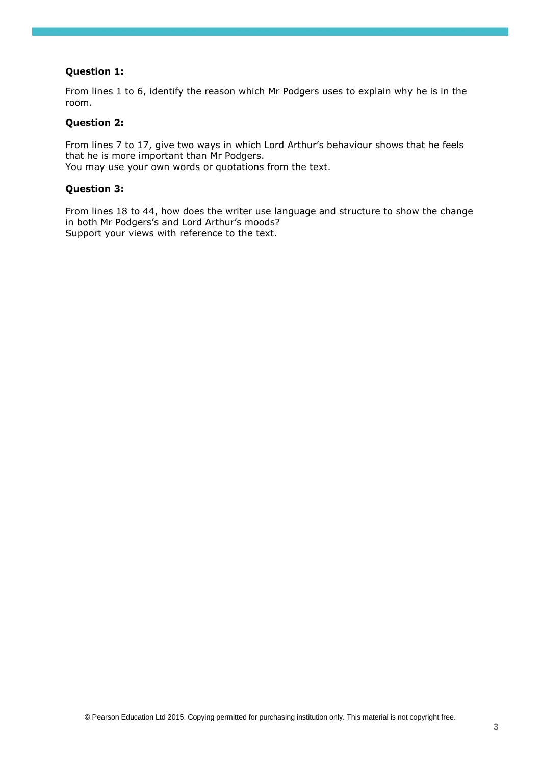**Question 1:**

From lines 1 to 6, identify the reason which Mr Podgers uses to explain why he is in the room.

**Question 2:**

From lines 7 to 17, give two ways in which Lord Arthur's behaviour shows that he feels that he is more important than Mr Podgers.
You may use your own words or quotations from the text.

**Question 3:**

From lines 18 to 44, how does the writer use language and structure to show the change in both Mr Podgers's and Lord Arthur's moods?
Support your views with reference to the text.

© Pearson Education Ltd 2015. Copying permitted for purchasing institution only. This material is not copyright free.